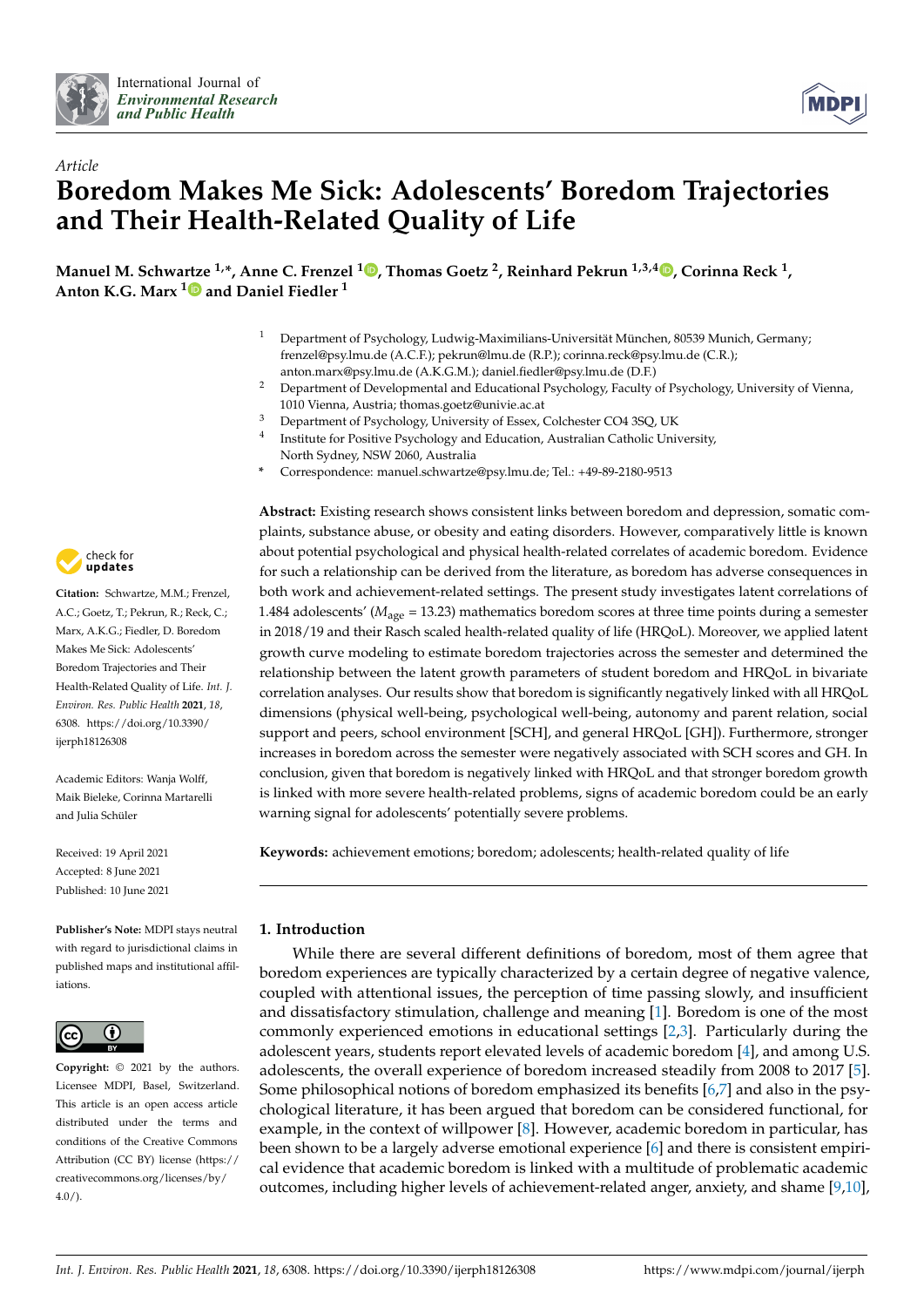International Journal of *Environmental Research and Public Health*

*Article*

# Boredom Makes Me Sick: Adolescents' Boredom Trajectories and Their Health-Related Quality of Life

**Manuel M. Schwartze [1,*], Anne C. Frenzel [1], Thomas Goetz [2], Reinhard Pekrun [1,3,4], Corinna Reck [1], Anton K.G. Marx [1] and Daniel Fiedler [1]**

[1] Department of Psychology, Ludwig-Maximilians-Universität München, 80539 Munich, Germany; frenzel@psy.lmu.de (A.C.F.); pekrun@lmu.de (R.P.); corinna.reck@psy.lmu.de (C.R.); anton.marx@psy.lmu.de (A.K.G.M.); daniel.fiedler@psy.lmu.de (D.F.)

[2] Department of Developmental and Educational Psychology, Faculty of Psychology, University of Vienna, 1010 Vienna, Austria; thomas.goetz@univie.ac.at

[3] Department of Psychology, University of Essex, Colchester CO4 3SQ, UK

[4] Institute for Positive Psychology and Education, Australian Catholic University, North Sydney, NSW 2060, Australia

[*] Correspondence: manuel.schwartze@psy.lmu.de; Tel.: +49-89-2180-9513

**Abstract:** Existing research shows consistent links between boredom and depression, somatic complaints, substance abuse, or obesity and eating disorders. However, comparatively little is known about potential psychological and physical health-related correlates of academic boredom. Evidence for such a relationship can be derived from the literature, as boredom has adverse consequences in both work and achievement-related settings. The present study investigates latent correlations of 1.484 adolescents' ($M_{age}$ = 13.23) mathematics boredom scores at three time points during a semester in 2018/19 and their Rasch scaled health-related quality of life (HRQoL). Moreover, we applied latent growth curve modeling to estimate boredom trajectories across the semester and determined the relationship between the latent growth parameters of student boredom and HRQoL in bivariate correlation analyses. Our results show that boredom is significantly negatively linked with all HRQoL dimensions (physical well-being, psychological well-being, autonomy and parent relation, social support and peers, school environment [SCH], and general HRQoL [GH]). Furthermore, stronger increases in boredom across the semester were negatively associated with SCH scores and GH. In conclusion, given that boredom is negatively linked with HRQoL and that stronger boredom growth is linked with more severe health-related problems, signs of academic boredom could be an early warning signal for adolescents' potentially severe problems.

**Keywords:** achievement emotions; boredom; adolescents; health-related quality of life

**Citation:** Schwartze, M.M.; Frenzel, A.C.; Goetz, T.; Pekrun, R.; Reck, C.; Marx, A.K.G.; Fiedler, D. Boredom Makes Me Sick: Adolescents' Boredom Trajectories and Their Health-Related Quality of Life. *Int. J. Environ. Res. Public Health* **2021**, *18*, 6308. https://doi.org/10.3390/ijerph18126308

Academic Editors: Wanja Wolff, Maik Bieleke, Corinna Martarelli and Julia Schüler

Received: 19 April 2021
Accepted: 8 June 2021
Published: 10 June 2021

**Publisher's Note:** MDPI stays neutral with regard to jurisdictional claims in published maps and institutional affiliations.

**Copyright:** © 2021 by the authors. Licensee MDPI, Basel, Switzerland. This article is an open access article distributed under the terms and conditions of the Creative Commons Attribution (CC BY) license (https://creativecommons.org/licenses/by/4.0/).

## 1. Introduction

While there are several different definitions of boredom, most of them agree that boredom experiences are typically characterized by a certain degree of negative valence, coupled with attentional issues, the perception of time passing slowly, and insufficient and dissatisfactory stimulation, challenge and meaning [1]. Boredom is one of the most commonly experienced emotions in educational settings [2,3]. Particularly during the adolescent years, students report elevated levels of academic boredom [4], and among U.S. adolescents, the overall experience of boredom increased steadily from 2008 to 2017 [5]. Some philosophical notions of boredom emphasized its benefits [6,7] and also in the psychological literature, it has been argued that boredom can be considered functional, for example, in the context of willpower [8]. However, academic boredom in particular, has been shown to be a largely adverse emotional experience [6] and there is consistent empirical evidence that academic boredom is linked with a multitude of problematic academic outcomes, including higher levels of achievement-related anger, anxiety, and shame [9,10],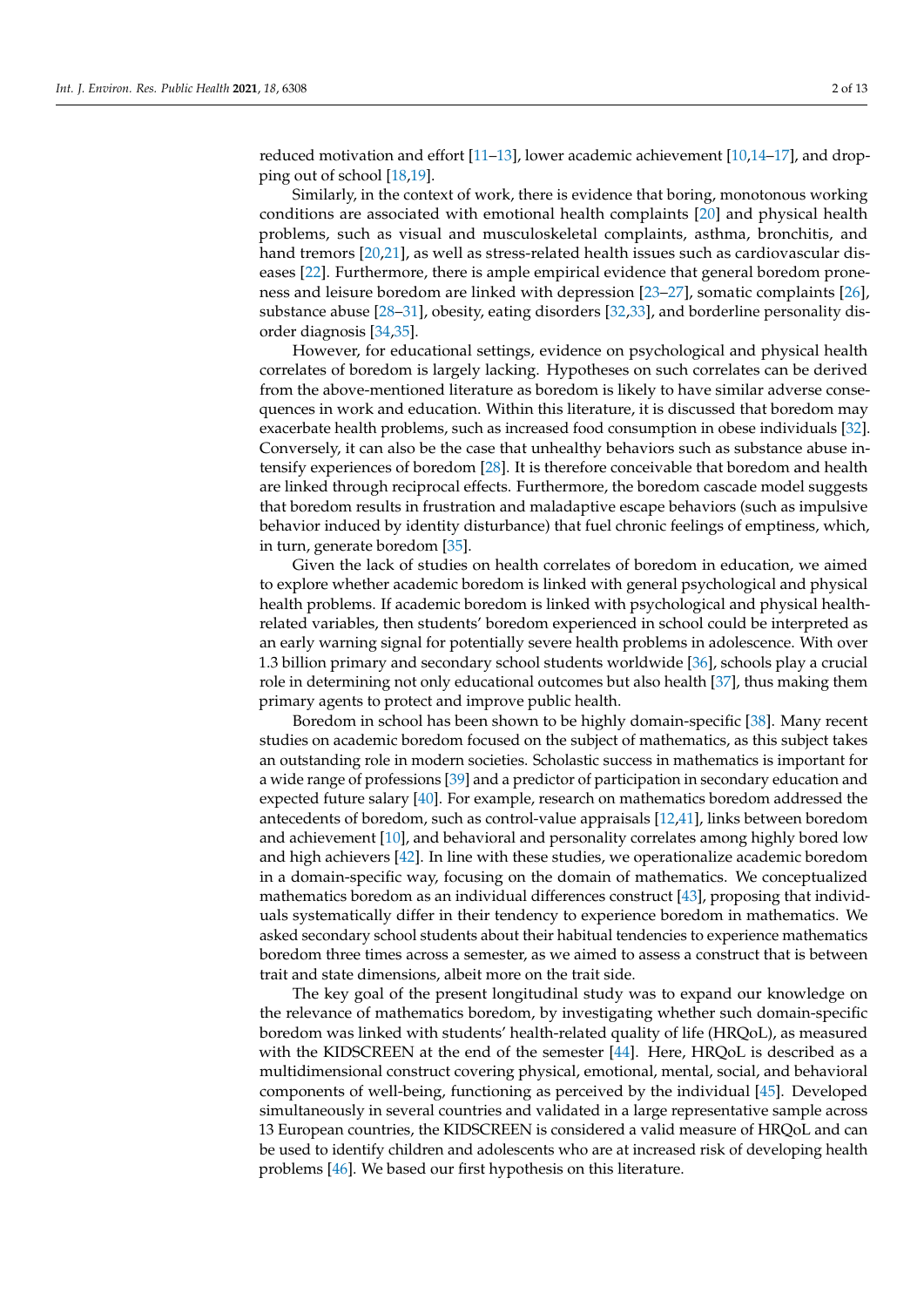reduced motivation and effort [11–13], lower academic achievement [10,14–17], and dropping out of school [18,19].

Similarly, in the context of work, there is evidence that boring, monotonous working conditions are associated with emotional health complaints [20] and physical health problems, such as visual and musculoskeletal complaints, asthma, bronchitis, and hand tremors [20,21], as well as stress-related health issues such as cardiovascular diseases [22]. Furthermore, there is ample empirical evidence that general boredom proneness and leisure boredom are linked with depression [23–27], somatic complaints [26], substance abuse [28–31], obesity, eating disorders [32,33], and borderline personality disorder diagnosis [34,35].

However, for educational settings, evidence on psychological and physical health correlates of boredom is largely lacking. Hypotheses on such correlates can be derived from the above-mentioned literature as boredom is likely to have similar adverse consequences in work and education. Within this literature, it is discussed that boredom may exacerbate health problems, such as increased food consumption in obese individuals [32]. Conversely, it can also be the case that unhealthy behaviors such as substance abuse intensify experiences of boredom [28]. It is therefore conceivable that boredom and health are linked through reciprocal effects. Furthermore, the boredom cascade model suggests that boredom results in frustration and maladaptive escape behaviors (such as impulsive behavior induced by identity disturbance) that fuel chronic feelings of emptiness, which, in turn, generate boredom [35].

Given the lack of studies on health correlates of boredom in education, we aimed to explore whether academic boredom is linked with general psychological and physical health problems. If academic boredom is linked with psychological and physical health-related variables, then students' boredom experienced in school could be interpreted as an early warning signal for potentially severe health problems in adolescence. With over 1.3 billion primary and secondary school students worldwide [36], schools play a crucial role in determining not only educational outcomes but also health [37], thus making them primary agents to protect and improve public health.

Boredom in school has been shown to be highly domain-specific [38]. Many recent studies on academic boredom focused on the subject of mathematics, as this subject takes an outstanding role in modern societies. Scholastic success in mathematics is important for a wide range of professions [39] and a predictor of participation in secondary education and expected future salary [40]. For example, research on mathematics boredom addressed the antecedents of boredom, such as control-value appraisals [12,41], links between boredom and achievement [10], and behavioral and personality correlates among highly bored low and high achievers [42]. In line with these studies, we operationalize academic boredom in a domain-specific way, focusing on the domain of mathematics. We conceptualized mathematics boredom as an individual differences construct [43], proposing that individuals systematically differ in their tendency to experience boredom in mathematics. We asked secondary school students about their habitual tendencies to experience mathematics boredom three times across a semester, as we aimed to assess a construct that is between trait and state dimensions, albeit more on the trait side.

The key goal of the present longitudinal study was to expand our knowledge on the relevance of mathematics boredom, by investigating whether such domain-specific boredom was linked with students' health-related quality of life (HRQoL), as measured with the KIDSCREEN at the end of the semester [44]. Here, HRQoL is described as a multidimensional construct covering physical, emotional, mental, social, and behavioral components of well-being, functioning as perceived by the individual [45]. Developed simultaneously in several countries and validated in a large representative sample across 13 European countries, the KIDSCREEN is considered a valid measure of HRQoL and can be used to identify children and adolescents who are at increased risk of developing health problems [46]. We based our first hypothesis on this literature.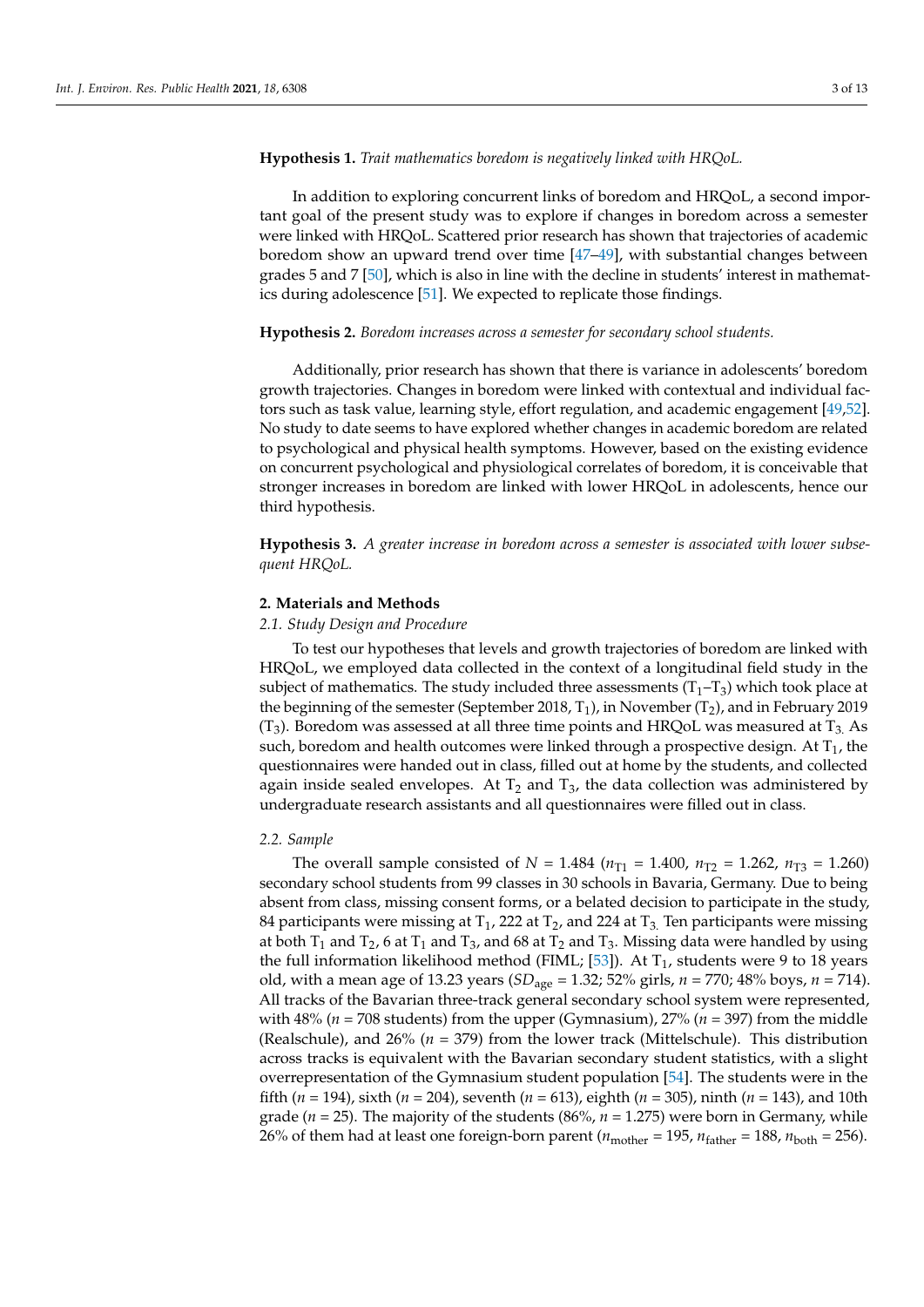**Hypothesis 1.** *Trait mathematics boredom is negatively linked with HRQoL.*

In addition to exploring concurrent links of boredom and HRQoL, a second important goal of the present study was to explore if changes in boredom across a semester were linked with HRQoL. Scattered prior research has shown that trajectories of academic boredom show an upward trend over time [47–49], with substantial changes between grades 5 and 7 [50], which is also in line with the decline in students' interest in mathematics during adolescence [51]. We expected to replicate those findings.

**Hypothesis 2.** *Boredom increases across a semester for secondary school students.*

Additionally, prior research has shown that there is variance in adolescents' boredom growth trajectories. Changes in boredom were linked with contextual and individual factors such as task value, learning style, effort regulation, and academic engagement [49,52]. No study to date seems to have explored whether changes in academic boredom are related to psychological and physical health symptoms. However, based on the existing evidence on concurrent psychological and physiological correlates of boredom, it is conceivable that stronger increases in boredom are linked with lower HRQoL in adolescents, hence our third hypothesis.

**Hypothesis 3.** *A greater increase in boredom across a semester is associated with lower subsequent HRQoL.*

## 2. Materials and Methods

### 2.1. Study Design and Procedure

To test our hypotheses that levels and growth trajectories of boredom are linked with HRQoL, we employed data collected in the context of a longitudinal field study in the subject of mathematics. The study included three assessments ($T_1$–$T_3$) which took place at the beginning of the semester (September 2018, $T_1$), in November ($T_2$), and in February 2019 ($T_3$). Boredom was assessed at all three time points and HRQoL was measured at $T_3$. As such, boredom and health outcomes were linked through a prospective design. At $T_1$, the questionnaires were handed out in class, filled out at home by the students, and collected again inside sealed envelopes. At $T_2$ and $T_3$, the data collection was administered by undergraduate research assistants and all questionnaires were filled out in class.

### 2.2. Sample

The overall sample consisted of $N$ = 1.484 ($n_{T1}$ = 1.400, $n_{T2}$ = 1.262, $n_{T3}$ = 1.260) secondary school students from 99 classes in 30 schools in Bavaria, Germany. Due to being absent from class, missing consent forms, or a belated decision to participate in the study, 84 participants were missing at $T_1$, 222 at $T_2$, and 224 at $T_3$. Ten participants were missing at both $T_1$ and $T_2$, 6 at $T_1$ and $T_3$, and 68 at $T_2$ and $T_3$. Missing data were handled by using the full information likelihood method (FIML; [53]). At $T_1$, students were 9 to 18 years old, with a mean age of 13.23 years ($SD_{age}$ = 1.32; 52% girls, $n$ = 770; 48% boys, $n$ = 714). All tracks of the Bavarian three-track general secondary school system were represented, with 48% ($n$ = 708 students) from the upper (Gymnasium), 27% ($n$ = 397) from the middle (Realschule), and 26% ($n$ = 379) from the lower track (Mittelschule). This distribution across tracks is equivalent with the Bavarian secondary student statistics, with a slight overrepresentation of the Gymnasium student population [54]. The students were in the fifth ($n$ = 194), sixth ($n$ = 204), seventh ($n$ = 613), eighth ($n$ = 305), ninth ($n$ = 143), and 10th grade ($n$ = 25). The majority of the students (86%, $n$ = 1.275) were born in Germany, while 26% of them had at least one foreign-born parent ($n_{mother}$ = 195, $n_{father}$ = 188, $n_{both}$ = 256).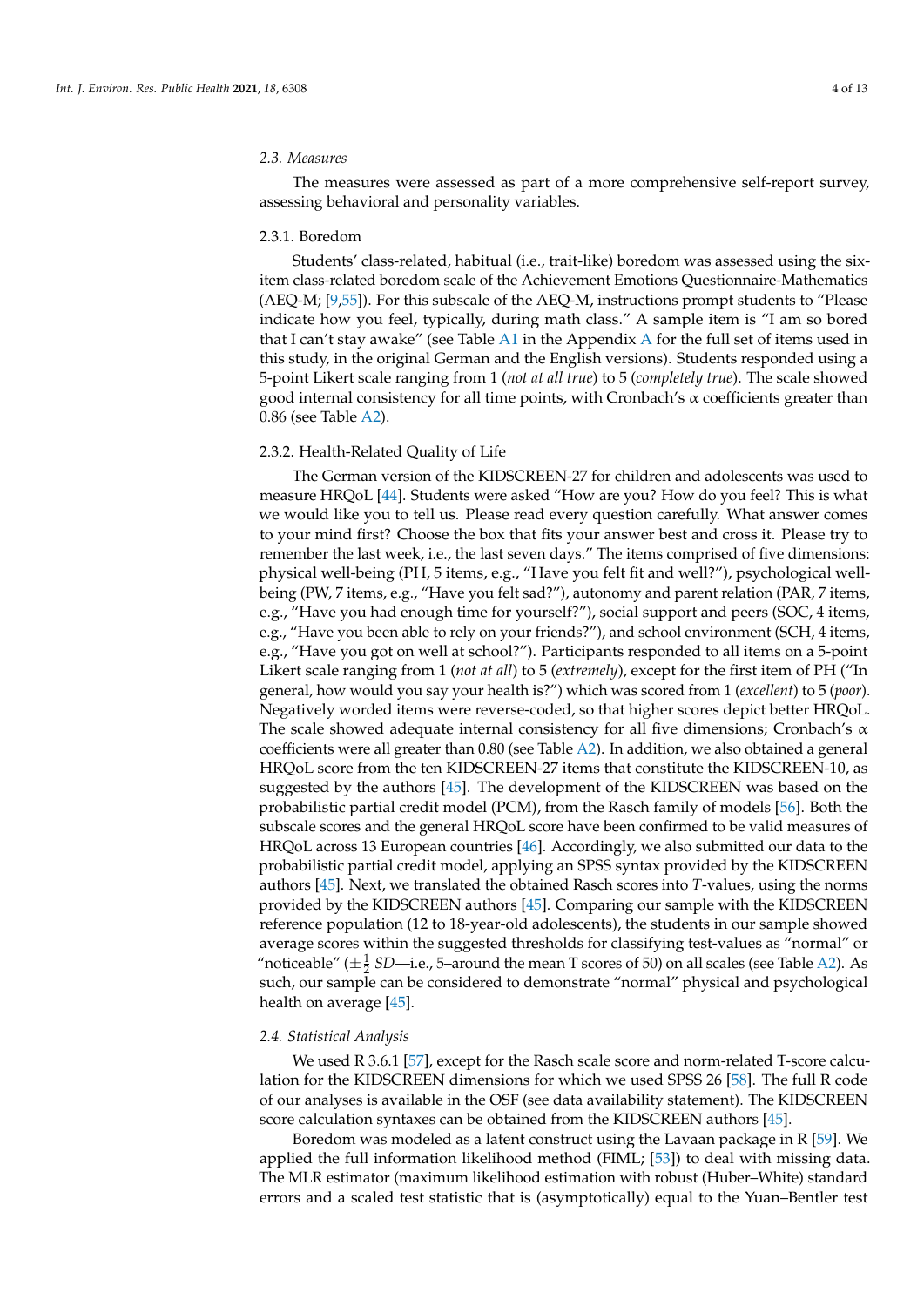### 2.3. Measures

The measures were assessed as part of a more comprehensive self-report survey, assessing behavioral and personality variables.

#### 2.3.1. Boredom

Students' class-related, habitual (i.e., trait-like) boredom was assessed using the six-item class-related boredom scale of the Achievement Emotions Questionnaire-Mathematics (AEQ-M; [9,55]). For this subscale of the AEQ-M, instructions prompt students to "Please indicate how you feel, typically, during math class." A sample item is "I am so bored that I can't stay awake" (see Table A1 in the Appendix A for the full set of items used in this study, in the original German and the English versions). Students responded using a 5-point Likert scale ranging from 1 (*not at all true*) to 5 (*completely true*). The scale showed good internal consistency for all time points, with Cronbach's α coefficients greater than 0.86 (see Table A2).

#### 2.3.2. Health-Related Quality of Life

The German version of the KIDSCREEN-27 for children and adolescents was used to measure HRQoL [44]. Students were asked "How are you? How do you feel? This is what we would like you to tell us. Please read every question carefully. What answer comes to your mind first? Choose the box that fits your answer best and cross it. Please try to remember the last week, i.e., the last seven days." The items comprised of five dimensions: physical well-being (PH, 5 items, e.g., "Have you felt fit and well?"), psychological well-being (PW, 7 items, e.g., "Have you felt sad?"), autonomy and parent relation (PAR, 7 items, e.g., "Have you had enough time for yourself?"), social support and peers (SOC, 4 items, e.g., "Have you been able to rely on your friends?"), and school environment (SCH, 4 items, e.g., "Have you got on well at school?"). Participants responded to all items on a 5-point Likert scale ranging from 1 (*not at all*) to 5 (*extremely*), except for the first item of PH ("In general, how would you say your health is?") which was scored from 1 (*excellent*) to 5 (*poor*). Negatively worded items were reverse-coded, so that higher scores depict better HRQoL. The scale showed adequate internal consistency for all five dimensions; Cronbach's α coefficients were all greater than 0.80 (see Table A2). In addition, we also obtained a general HRQoL score from the ten KIDSCREEN-27 items that constitute the KIDSCREEN-10, as suggested by the authors [45]. The development of the KIDSCREEN was based on the probabilistic partial credit model (PCM), from the Rasch family of models [56]. Both the subscale scores and the general HRQoL score have been confirmed to be valid measures of HRQoL across 13 European countries [46]. Accordingly, we also submitted our data to the probabilistic partial credit model, applying an SPSS syntax provided by the KIDSCREEN authors [45]. Next, we translated the obtained Rasch scores into *T*-values, using the norms provided by the KIDSCREEN authors [45]. Comparing our sample with the KIDSCREEN reference population (12 to 18-year-old adolescents), the students in our sample showed average scores within the suggested thresholds for classifying test-values as "normal" or "noticeable" ($\pm\frac{1}{2}$ *SD*—i.e., 5–around the mean T scores of 50) on all scales (see Table A2). As such, our sample can be considered to demonstrate "normal" physical and psychological health on average [45].

### 2.4. Statistical Analysis

We used R 3.6.1 [57], except for the Rasch scale score and norm-related T-score calculation for the KIDSCREEN dimensions for which we used SPSS 26 [58]. The full R code of our analyses is available in the OSF (see data availability statement). The KIDSCREEN score calculation syntaxes can be obtained from the KIDSCREEN authors [45].

Boredom was modeled as a latent construct using the Lavaan package in R [59]. We applied the full information likelihood method (FIML; [53]) to deal with missing data. The MLR estimator (maximum likelihood estimation with robust (Huber–White) standard errors and a scaled test statistic that is (asymptotically) equal to the Yuan–Bentler test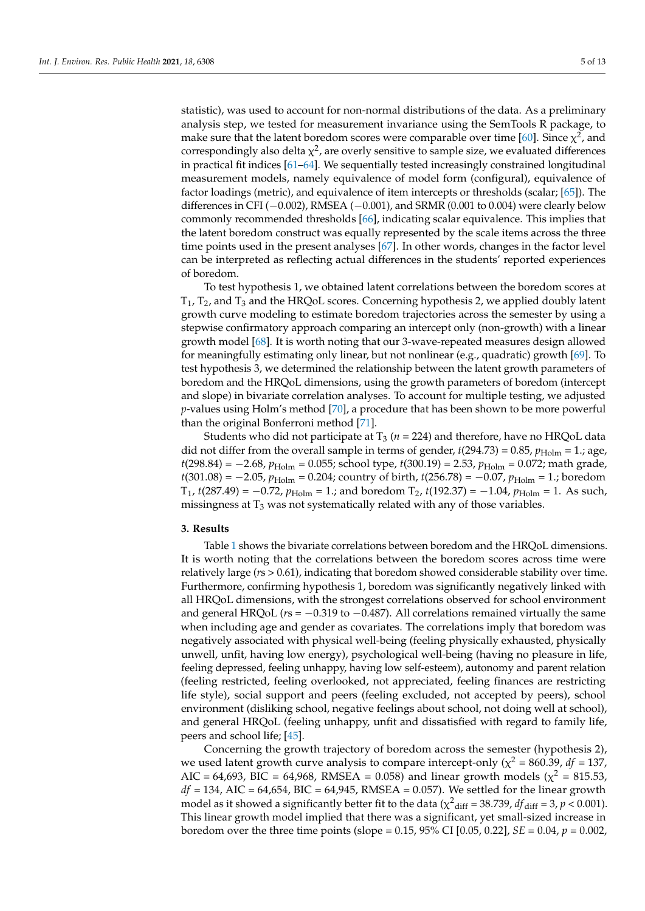statistic), was used to account for non-normal distributions of the data. As a preliminary analysis step, we tested for measurement invariance using the SemTools R package, to make sure that the latent boredom scores were comparable over time [60]. Since $\chi^2$, and correspondingly also delta $\chi^2$, are overly sensitive to sample size, we evaluated differences in practical fit indices [61–64]. We sequentially tested increasingly constrained longitudinal measurement models, namely equivalence of model form (configural), equivalence of factor loadings (metric), and equivalence of item intercepts or thresholds (scalar; [65]). The differences in CFI (−0.002), RMSEA (−0.001), and SRMR (0.001 to 0.004) were clearly below commonly recommended thresholds [66], indicating scalar equivalence. This implies that the latent boredom construct was equally represented by the scale items across the three time points used in the present analyses [67]. In other words, changes in the factor level can be interpreted as reflecting actual differences in the students' reported experiences of boredom.

To test hypothesis 1, we obtained latent correlations between the boredom scores at $T_1$, $T_2$, and $T_3$ and the HRQoL scores. Concerning hypothesis 2, we applied doubly latent growth curve modeling to estimate boredom trajectories across the semester by using a stepwise confirmatory approach comparing an intercept only (non-growth) with a linear growth model [68]. It is worth noting that our 3-wave-repeated measures design allowed for meaningfully estimating only linear, but not nonlinear (e.g., quadratic) growth [69]. To test hypothesis 3, we determined the relationship between the latent growth parameters of boredom and the HRQoL dimensions, using the growth parameters of boredom (intercept and slope) in bivariate correlation analyses. To account for multiple testing, we adjusted *p*-values using Holm's method [70], a procedure that has been shown to be more powerful than the original Bonferroni method [71].

Students who did not participate at $T_3$ ($n = 224$) and therefore, have no HRQoL data did not differ from the overall sample in terms of gender, $t(294.73) = 0.85$, $p_{\text{Holm}} = 1.$; age, $t(298.84) = -2.68$, $p_{\text{Holm}} = 0.055$; school type, $t(300.19) = 2.53$, $p_{\text{Holm}} = 0.072$; math grade, $t(301.08) = -2.05$, $p_{\text{Holm}} = 0.204$; country of birth, $t(256.78) = -0.07$, $p_{\text{Holm}} = 1.$; boredom $T_1$, $t(287.49) = -0.72$, $p_{\text{Holm}} = 1.$; and boredom $T_2$, $t(192.37) = -1.04$, $p_{\text{Holm}} = 1$. As such, missingness at $T_3$ was not systematically related with any of those variables.

## 3. Results

Table 1 shows the bivariate correlations between boredom and the HRQoL dimensions. It is worth noting that the correlations between the boredom scores across time were relatively large (*r*s > 0.61), indicating that boredom showed considerable stability over time. Furthermore, confirming hypothesis 1, boredom was significantly negatively linked with all HRQoL dimensions, with the strongest correlations observed for school environment and general HRQoL (*r*s = −0.319 to −0.487). All correlations remained virtually the same when including age and gender as covariates. The correlations imply that boredom was negatively associated with physical well-being (feeling physically exhausted, physically unwell, unfit, having low energy), psychological well-being (having no pleasure in life, feeling depressed, feeling unhappy, having low self-esteem), autonomy and parent relation (feeling restricted, feeling overlooked, not appreciated, feeling finances are restricting life style), social support and peers (feeling excluded, not accepted by peers), school environment (disliking school, negative feelings about school, not doing well at school), and general HRQoL (feeling unhappy, unfit and dissatisfied with regard to family life, peers and school life; [45].

Concerning the growth trajectory of boredom across the semester (hypothesis 2), we used latent growth curve analysis to compare intercept-only ($\chi^2 = 860.39$, $df = 137$, AIC = 64,693, BIC = 64,968, RMSEA = 0.058) and linear growth models ($\chi^2 = 815.53$, $df = 134$, AIC = 64,654, BIC = 64,945, RMSEA = 0.057). We settled for the linear growth model as it showed a significantly better fit to the data ($\chi^2_{\text{diff}} = 38.739$, $df_{\text{diff}} = 3$, $p < 0.001$). This linear growth model implied that there was a significant, yet small-sized increase in boredom over the three time points (slope = 0.15, 95% CI [0.05, 0.22], $SE = 0.04$, $p = 0.002$,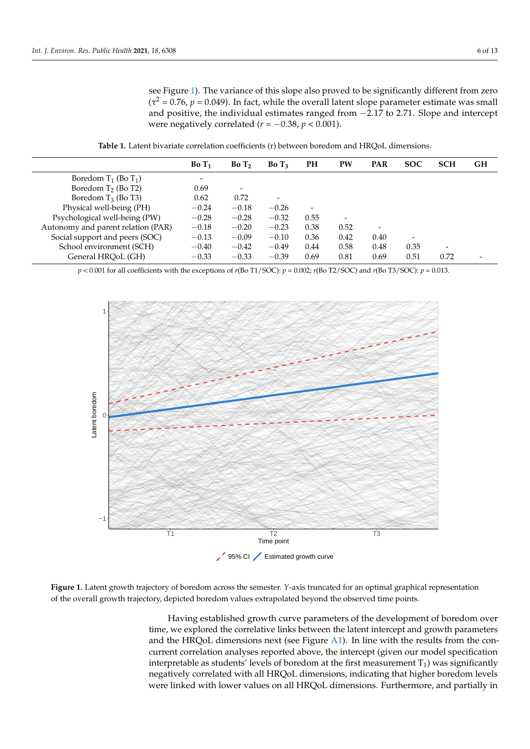see Figure 1). The variance of this slope also proved to be significantly different from zero ($\tau^2 = 0.76$, $p = 0.049$). In fact, while the overall latent slope parameter estimate was small and positive, the individual estimates ranged from −2.17 to 2.71. Slope and intercept were negatively correlated ($r = -0.38$, $p < 0.001$).

**Table 1.** Latent bivariate correlation coefficients (r) between boredom and HRQoL dimensions.

| | Bo $T_1$ | Bo $T_2$ | Bo $T_3$ | PH | PW | PAR | SOC | SCH | GH |
|---|---|---|---|---|---|---|---|---|---|
| Boredom $T_1$ (Bo $T_1$) | - | | | | | | | | |
| Boredom $T_2$ (Bo T2) | 0.69 | - | | | | | | | |
| Boredom $T_3$ (Bo T3) | 0.62 | 0.72 | - | | | | | | |
| Physical well-being (PH) | −0.24 | −0.18 | −0.26 | - | | | | | |
| Psychological well-being (PW) | −0.28 | −0.28 | −0.32 | 0.55 | - | | | | |
| Autonomy and parent relation (PAR) | −0.18 | −0.20 | −0.23 | 0.38 | 0.52 | - | | | |
| Social support and peers (SOC) | −0.13 | −0.09 | −0.10 | 0.36 | 0.42 | 0.40 | - | | |
| School environment (SCH) | −0.40 | −0.42 | −0.49 | 0.44 | 0.58 | 0.48 | 0.35 | - | |
| General HRQoL (GH) | −0.33 | −0.33 | −0.39 | 0.69 | 0.81 | 0.69 | 0.51 | 0.72 | - |

$p < 0.001$ for all coefficients with the exceptions of $r$(Bo T1/SOC): $p = 0.002$; $r$(Bo T2/SOC) and $r$(Bo T3/SOC): $p = 0.013$.

**Figure 1.** Latent growth trajectory of boredom across the semester. *Y*-axis truncated for an optimal graphical representation of the overall growth trajectory, depicted boredom values extrapolated beyond the observed time points.

Having established growth curve parameters of the development of boredom over time, we explored the correlative links between the latent intercept and growth parameters and the HRQoL dimensions next (see Figure A1). In line with the results from the concurrent correlation analyses reported above, the intercept (given our model specification interpretable as students' levels of boredom at the first measurement $T_1$) was significantly negatively correlated with all HRQoL dimensions, indicating that higher boredom levels were linked with lower values on all HRQoL dimensions. Furthermore, and partially in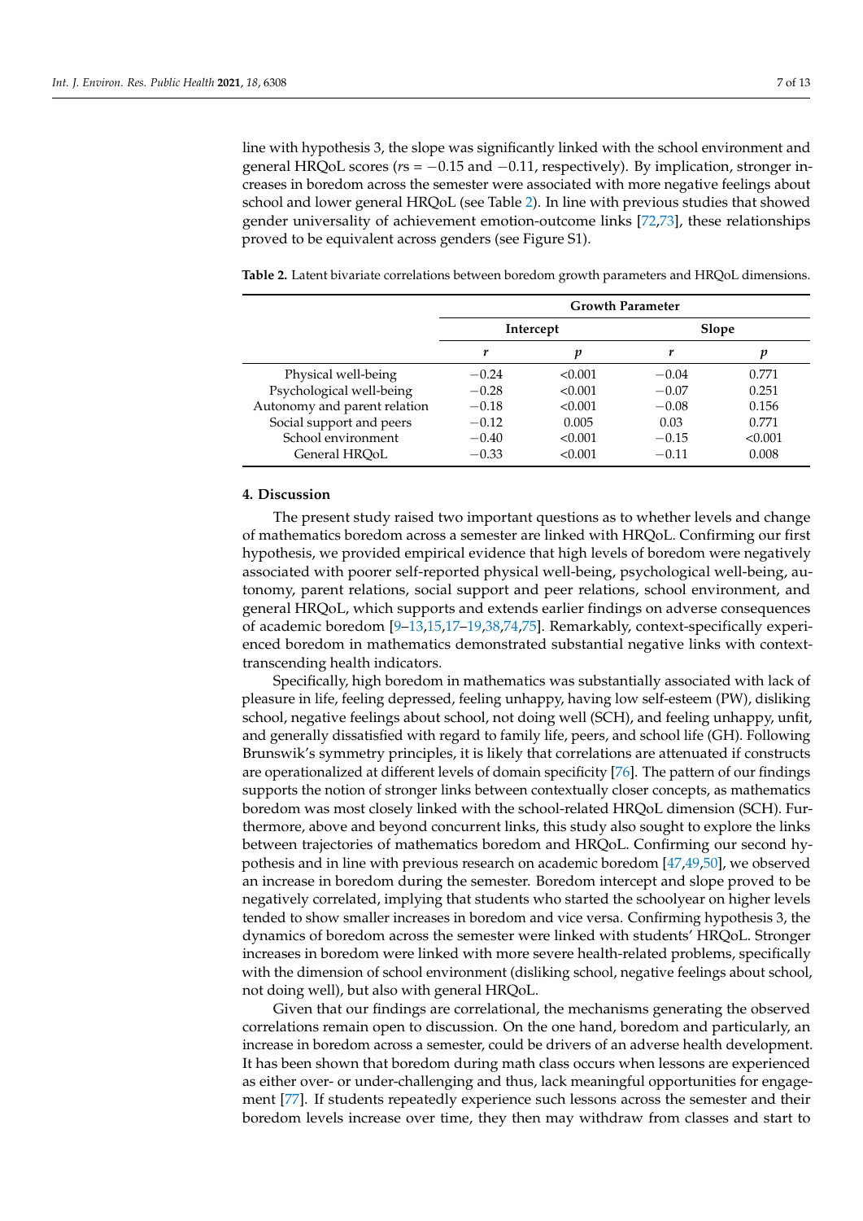line with hypothesis 3, the slope was significantly linked with the school environment and general HRQoL scores ($rs = -0.15$ and $-0.11$, respectively). By implication, stronger increases in boredom across the semester were associated with more negative feelings about school and lower general HRQoL (see Table 2). In line with previous studies that showed gender universality of achievement emotion-outcome links [72,73], these relationships proved to be equivalent across genders (see Figure S1).

**Table 2.** Latent bivariate correlations between boredom growth parameters and HRQoL dimensions.

| | Growth Parameter | | | |
|---|---|---|---|---|
| | Intercept | | Slope | |
| | *r* | *p* | *r* | *p* |
| Physical well-being | −0.24 | <0.001 | −0.04 | 0.771 |
| Psychological well-being | −0.28 | <0.001 | −0.07 | 0.251 |
| Autonomy and parent relation | −0.18 | <0.001 | −0.08 | 0.156 |
| Social support and peers | −0.12 | 0.005 | 0.03 | 0.771 |
| School environment | −0.40 | <0.001 | −0.15 | <0.001 |
| General HRQoL | −0.33 | <0.001 | −0.11 | 0.008 |

## 4. Discussion

The present study raised two important questions as to whether levels and change of mathematics boredom across a semester are linked with HRQoL. Confirming our first hypothesis, we provided empirical evidence that high levels of boredom were negatively associated with poorer self-reported physical well-being, psychological well-being, autonomy, parent relations, social support and peer relations, school environment, and general HRQoL, which supports and extends earlier findings on adverse consequences of academic boredom [9–13,15,17–19,38,74,75]. Remarkably, context-specifically experienced boredom in mathematics demonstrated substantial negative links with context-transcending health indicators.

Specifically, high boredom in mathematics was substantially associated with lack of pleasure in life, feeling depressed, feeling unhappy, having low self-esteem (PW), disliking school, negative feelings about school, not doing well (SCH), and feeling unhappy, unfit, and generally dissatisfied with regard to family life, peers, and school life (GH). Following Brunswik's symmetry principles, it is likely that correlations are attenuated if constructs are operationalized at different levels of domain specificity [76]. The pattern of our findings supports the notion of stronger links between contextually closer concepts, as mathematics boredom was most closely linked with the school-related HRQoL dimension (SCH). Furthermore, above and beyond concurrent links, this study also sought to explore the links between trajectories of mathematics boredom and HRQoL. Confirming our second hypothesis and in line with previous research on academic boredom [47,49,50], we observed an increase in boredom during the semester. Boredom intercept and slope proved to be negatively correlated, implying that students who started the schoolyear on higher levels tended to show smaller increases in boredom and vice versa. Confirming hypothesis 3, the dynamics of boredom across the semester were linked with students' HRQoL. Stronger increases in boredom were linked with more severe health-related problems, specifically with the dimension of school environment (disliking school, negative feelings about school, not doing well), but also with general HRQoL.

Given that our findings are correlational, the mechanisms generating the observed correlations remain open to discussion. On the one hand, boredom and particularly, an increase in boredom across a semester, could be drivers of an adverse health development. It has been shown that boredom during math class occurs when lessons are experienced as either over- or under-challenging and thus, lack meaningful opportunities for engagement [77]. If students repeatedly experience such lessons across the semester and their boredom levels increase over time, they then may withdraw from classes and start to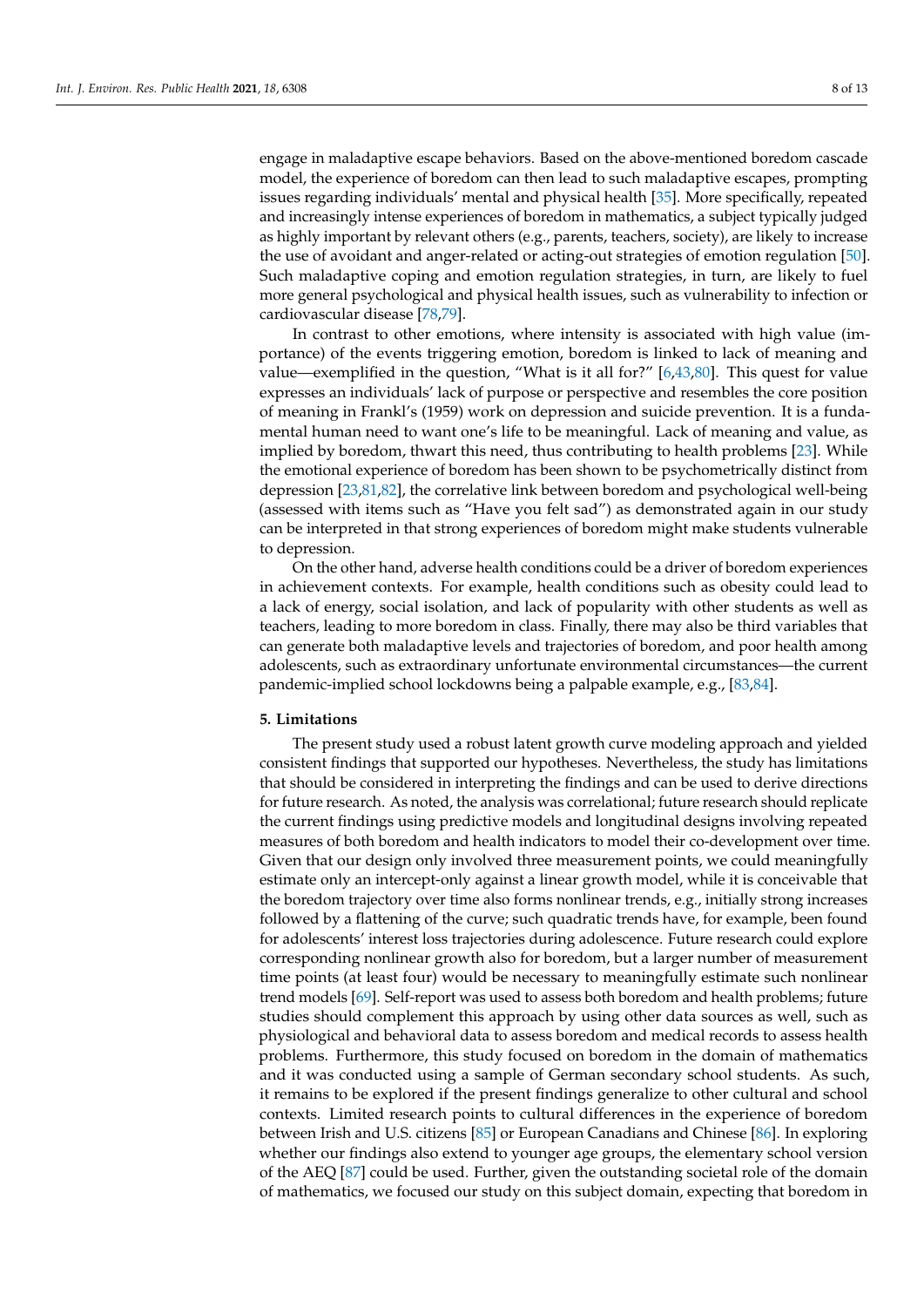engage in maladaptive escape behaviors. Based on the above-mentioned boredom cascade model, the experience of boredom can then lead to such maladaptive escapes, prompting issues regarding individuals' mental and physical health [35]. More specifically, repeated and increasingly intense experiences of boredom in mathematics, a subject typically judged as highly important by relevant others (e.g., parents, teachers, society), are likely to increase the use of avoidant and anger-related or acting-out strategies of emotion regulation [50]. Such maladaptive coping and emotion regulation strategies, in turn, are likely to fuel more general psychological and physical health issues, such as vulnerability to infection or cardiovascular disease [78,79].

In contrast to other emotions, where intensity is associated with high value (importance) of the events triggering emotion, boredom is linked to lack of meaning and value—exemplified in the question, "What is it all for?" [6,43,80]. This quest for value expresses an individuals' lack of purpose or perspective and resembles the core position of meaning in Frankl's (1959) work on depression and suicide prevention. It is a fundamental human need to want one's life to be meaningful. Lack of meaning and value, as implied by boredom, thwart this need, thus contributing to health problems [23]. While the emotional experience of boredom has been shown to be psychometrically distinct from depression [23,81,82], the correlative link between boredom and psychological well-being (assessed with items such as "Have you felt sad") as demonstrated again in our study can be interpreted in that strong experiences of boredom might make students vulnerable to depression.

On the other hand, adverse health conditions could be a driver of boredom experiences in achievement contexts. For example, health conditions such as obesity could lead to a lack of energy, social isolation, and lack of popularity with other students as well as teachers, leading to more boredom in class. Finally, there may also be third variables that can generate both maladaptive levels and trajectories of boredom, and poor health among adolescents, such as extraordinary unfortunate environmental circumstances—the current pandemic-implied school lockdowns being a palpable example, e.g., [83,84].

## 5. Limitations

The present study used a robust latent growth curve modeling approach and yielded consistent findings that supported our hypotheses. Nevertheless, the study has limitations that should be considered in interpreting the findings and can be used to derive directions for future research. As noted, the analysis was correlational; future research should replicate the current findings using predictive models and longitudinal designs involving repeated measures of both boredom and health indicators to model their co-development over time. Given that our design only involved three measurement points, we could meaningfully estimate only an intercept-only against a linear growth model, while it is conceivable that the boredom trajectory over time also forms nonlinear trends, e.g., initially strong increases followed by a flattening of the curve; such quadratic trends have, for example, been found for adolescents' interest loss trajectories during adolescence. Future research could explore corresponding nonlinear growth also for boredom, but a larger number of measurement time points (at least four) would be necessary to meaningfully estimate such nonlinear trend models [69]. Self-report was used to assess both boredom and health problems; future studies should complement this approach by using other data sources as well, such as physiological and behavioral data to assess boredom and medical records to assess health problems. Furthermore, this study focused on boredom in the domain of mathematics and it was conducted using a sample of German secondary school students. As such, it remains to be explored if the present findings generalize to other cultural and school contexts. Limited research points to cultural differences in the experience of boredom between Irish and U.S. citizens [85] or European Canadians and Chinese [86]. In exploring whether our findings also extend to younger age groups, the elementary school version of the AEQ [87] could be used. Further, given the outstanding societal role of the domain of mathematics, we focused our study on this subject domain, expecting that boredom in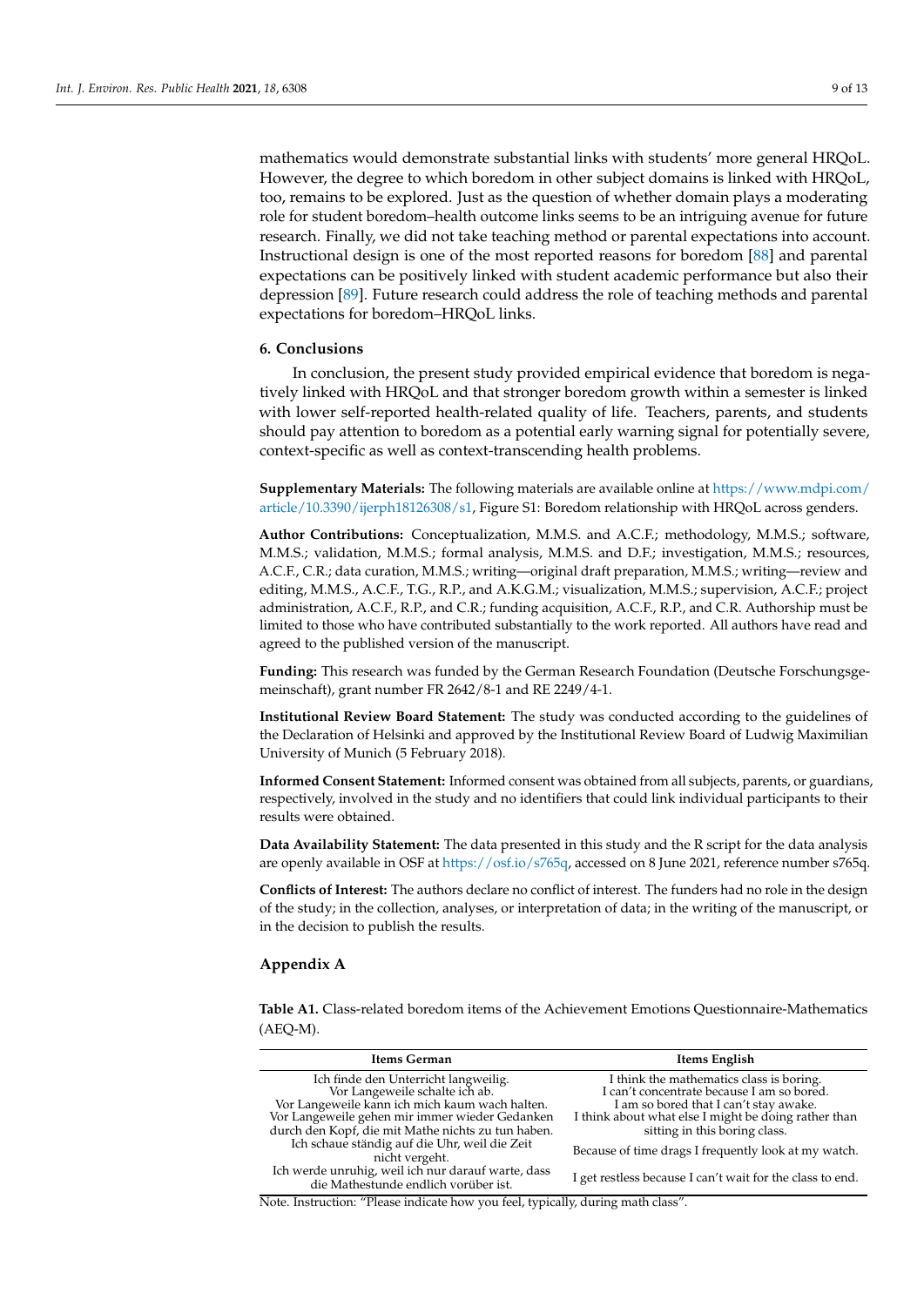mathematics would demonstrate substantial links with students' more general HRQoL. However, the degree to which boredom in other subject domains is linked with HRQoL, too, remains to be explored. Just as the question of whether domain plays a moderating role for student boredom–health outcome links seems to be an intriguing avenue for future research. Finally, we did not take teaching method or parental expectations into account. Instructional design is one of the most reported reasons for boredom [88] and parental expectations can be positively linked with student academic performance but also their depression [89]. Future research could address the role of teaching methods and parental expectations for boredom–HRQoL links.

## 6. Conclusions

In conclusion, the present study provided empirical evidence that boredom is negatively linked with HRQoL and that stronger boredom growth within a semester is linked with lower self-reported health-related quality of life. Teachers, parents, and students should pay attention to boredom as a potential early warning signal for potentially severe, context-specific as well as context-transcending health problems.

**Supplementary Materials:** The following materials are available online at https://www.mdpi.com/article/10.3390/ijerph18126308/s1, Figure S1: Boredom relationship with HRQoL across genders.

**Author Contributions:** Conceptualization, M.M.S. and A.C.F.; methodology, M.M.S.; software, M.M.S.; validation, M.M.S.; formal analysis, M.M.S. and D.F.; investigation, M.M.S.; resources, A.C.F., C.R.; data curation, M.M.S.; writing—original draft preparation, M.M.S.; writing—review and editing, M.M.S., A.C.F., T.G., R.P., and A.K.G.M.; visualization, M.M.S.; supervision, A.C.F.; project administration, A.C.F., R.P., and C.R.; funding acquisition, A.C.F., R.P., and C.R. Authorship must be limited to those who have contributed substantially to the work reported. All authors have read and agreed to the published version of the manuscript.

**Funding:** This research was funded by the German Research Foundation (Deutsche Forschungsgemeinschaft), grant number FR 2642/8-1 and RE 2249/4-1.

**Institutional Review Board Statement:** The study was conducted according to the guidelines of the Declaration of Helsinki and approved by the Institutional Review Board of Ludwig Maximilian University of Munich (5 February 2018).

**Informed Consent Statement:** Informed consent was obtained from all subjects, parents, or guardians, respectively, involved in the study and no identifiers that could link individual participants to their results were obtained.

**Data Availability Statement:** The data presented in this study and the R script for the data analysis are openly available in OSF at https://osf.io/s765q, accessed on 8 June 2021, reference number s765q.

**Conflicts of Interest:** The authors declare no conflict of interest. The funders had no role in the design of the study; in the collection, analyses, or interpretation of data; in the writing of the manuscript, or in the decision to publish the results.

## Appendix A

**Table A1.** Class-related boredom items of the Achievement Emotions Questionnaire-Mathematics (AEQ-M).

| Items German | Items English |
| --- | --- |
| Ich finde den Unterricht langweilig. | I think the mathematics class is boring. |
| Vor Langeweile schalte ich ab. | I can't concentrate because I am so bored. |
| Vor Langeweile kann ich mich kaum wach halten. | I am so bored that I can't stay awake. |
| Vor Langeweile gehen mir immer wieder Gedanken durch den Kopf, die mit Mathe nichts zu tun haben. | I think about what else I might be doing rather than sitting in this boring class. |
| Ich schaue ständig auf die Uhr, weil die Zeit nicht vergeht. | Because of time drags I frequently look at my watch. |
| Ich werde unruhig, weil ich nur darauf warte, dass die Mathestunde endlich vorüber ist. | I get restless because I can't wait for the class to end. |

Note. Instruction: "Please indicate how you feel, typically, during math class".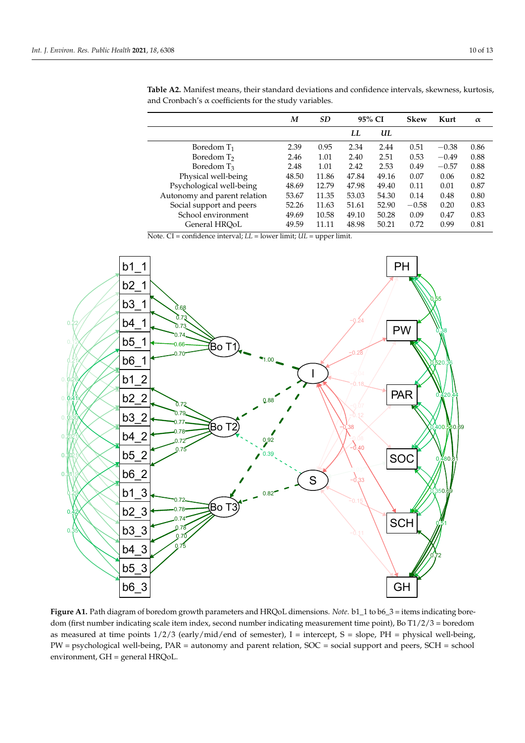**Table A2.** Manifest means, their standard deviations and confidence intervals, skewness, kurtosis, and Cronbach's α coefficients for the study variables.

| | *M* | *SD* | 95% CI | | Skew | Kurt | α |
|---|---|---|---|---|---|---|---|
| | | | *LL* | *UL* | | | |
| Boredom $T_1$ | 2.39 | 0.95 | 2.34 | 2.44 | 0.51 | −0.38 | 0.86 |
| Boredom $T_2$ | 2.46 | 1.01 | 2.40 | 2.51 | 0.53 | −0.49 | 0.88 |
| Boredom $T_3$ | 2.48 | 1.01 | 2.42 | 2.53 | 0.49 | −0.57 | 0.88 |
| Physical well-being | 48.50 | 11.86 | 47.84 | 49.16 | 0.07 | 0.06 | 0.82 |
| Psychological well-being | 48.69 | 12.79 | 47.98 | 49.40 | 0.11 | 0.01 | 0.87 |
| Autonomy and parent relation | 53.67 | 11.35 | 53.03 | 54.30 | 0.14 | 0.48 | 0.80 |
| Social support and peers | 52.26 | 11.63 | 51.61 | 52.90 | −0.58 | 0.20 | 0.83 |
| School environment | 49.69 | 10.58 | 49.10 | 50.28 | 0.09 | 0.47 | 0.83 |
| General HRQoL | 49.59 | 11.11 | 48.98 | 50.21 | 0.72 | 0.99 | 0.81 |

Note. CI = confidence interval; *LL* = lower limit; *UL* = upper limit.

**Figure A1.** Path diagram of boredom growth parameters and HRQoL dimensions. *Note.* b1_1 to b6_3 = items indicating boredom (first number indicating scale item index, second number indicating measurement time point), Bo T1/2/3 = boredom as measured at time points 1/2/3 (early/mid/end of semester), I = intercept, S = slope, PH = physical well-being, PW = psychological well-being, PAR = autonomy and parent relation, SOC = social support and peers, SCH = school environment, GH = general HRQoL.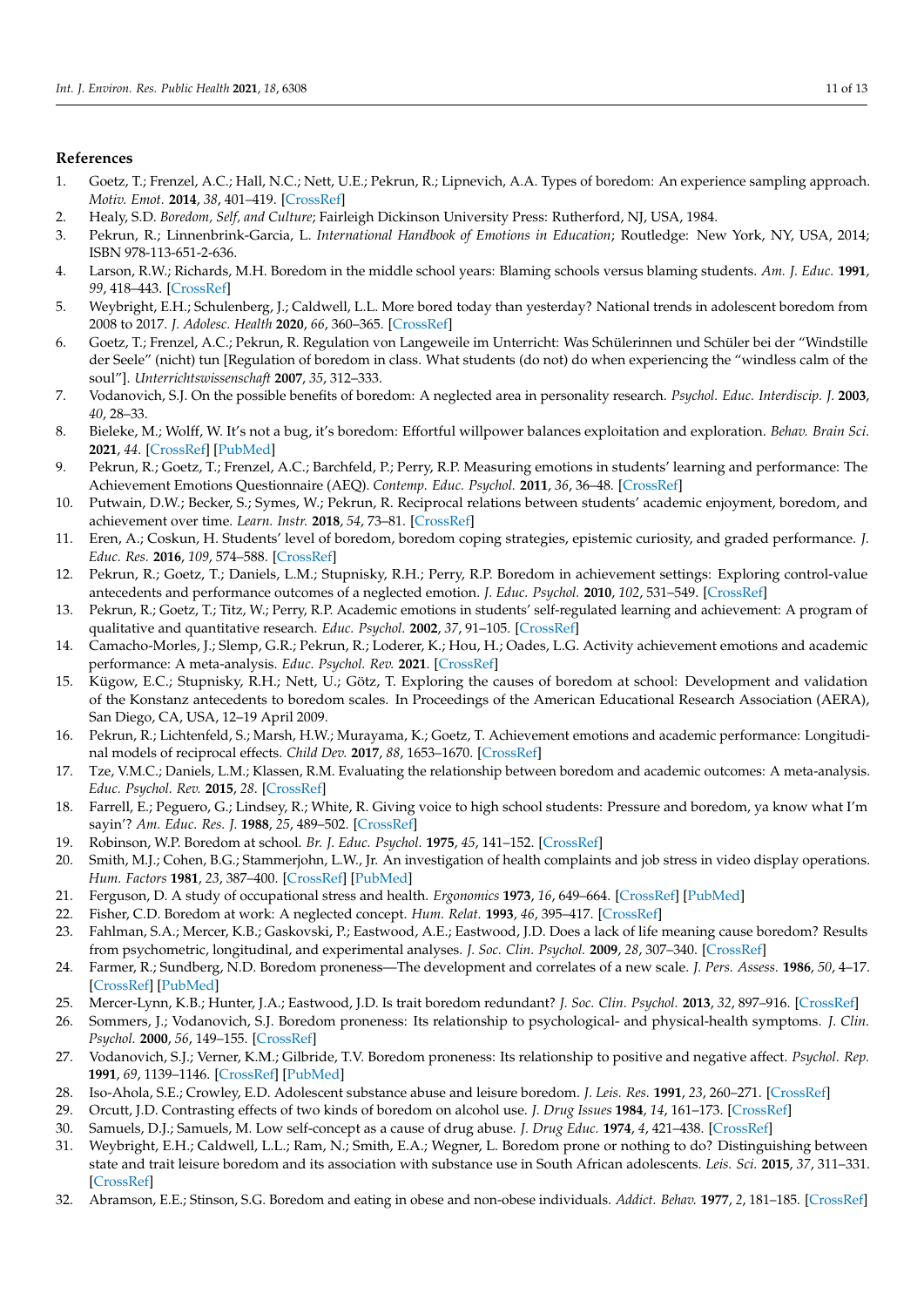## References

1. Goetz, T.; Frenzel, A.C.; Hall, N.C.; Nett, U.E.; Pekrun, R.; Lipnevich, A.A. Types of boredom: An experience sampling approach. *Motiv. Emot.* **2014**, *38*, 401–419. [CrossRef]
2. Healy, S.D. *Boredom, Self, and Culture*; Fairleigh Dickinson University Press: Rutherford, NJ, USA, 1984.
3. Pekrun, R.; Linnenbrink-Garcia, L. *International Handbook of Emotions in Education*; Routledge: New York, NY, USA, 2014; ISBN 978-113-651-2-636.
4. Larson, R.W.; Richards, M.H. Boredom in the middle school years: Blaming schools versus blaming students. *Am. J. Educ.* **1991**, *99*, 418–443. [CrossRef]
5. Weybright, E.H.; Schulenberg, J.; Caldwell, L.L. More bored today than yesterday? National trends in adolescent boredom from 2008 to 2017. *J. Adolesc. Health* **2020**, *66*, 360–365. [CrossRef]
6. Goetz, T.; Frenzel, A.C.; Pekrun, R. Regulation von Langeweile im Unterricht: Was Schülerinnen und Schüler bei der "Windstille der Seele" (nicht) tun [Regulation of boredom in class. What students (do not) do when experiencing the "windless calm of the soul"]. *Unterrichtswissenschaft* **2007**, *35*, 312–333.
7. Vodanovich, S.J. On the possible benefits of boredom: A neglected area in personality research. *Psychol. Educ. Interdiscip. J.* **2003**, *40*, 28–33.
8. Bieleke, M.; Wolff, W. It's not a bug, it's boredom: Effortful willpower balances exploitation and exploration. *Behav. Brain Sci.* **2021**, *44*. [CrossRef] [PubMed]
9. Pekrun, R.; Goetz, T.; Frenzel, A.C.; Barchfeld, P.; Perry, R.P. Measuring emotions in students' learning and performance: The Achievement Emotions Questionnaire (AEQ). *Contemp. Educ. Psychol.* **2011**, *36*, 36–48. [CrossRef]
10. Putwain, D.W.; Becker, S.; Symes, W.; Pekrun, R. Reciprocal relations between students' academic enjoyment, boredom, and achievement over time. *Learn. Instr.* **2018**, *54*, 73–81. [CrossRef]
11. Eren, A.; Coskun, H. Students' level of boredom, boredom coping strategies, epistemic curiosity, and graded performance. *J. Educ. Res.* **2016**, *109*, 574–588. [CrossRef]
12. Pekrun, R.; Goetz, T.; Daniels, L.M.; Stupnisky, R.H.; Perry, R.P. Boredom in achievement settings: Exploring control-value antecedents and performance outcomes of a neglected emotion. *J. Educ. Psychol.* **2010**, *102*, 531–549. [CrossRef]
13. Pekrun, R.; Goetz, T.; Titz, W.; Perry, R.P. Academic emotions in students' self-regulated learning and achievement: A program of qualitative and quantitative research. *Educ. Psychol.* **2002**, *37*, 91–105. [CrossRef]
14. Camacho-Morles, J.; Slemp, G.R.; Pekrun, R.; Loderer, K.; Hou, H.; Oades, L.G. Activity achievement emotions and academic performance: A meta-analysis. *Educ. Psychol. Rev.* **2021**. [CrossRef]
15. Kügow, E.C.; Stupnisky, R.H.; Nett, U.; Götz, T. Exploring the causes of boredom at school: Development and validation of the Konstanz antecedents to boredom scales. In Proceedings of the American Educational Research Association (AERA), San Diego, CA, USA, 12–19 April 2009.
16. Pekrun, R.; Lichtenfeld, S.; Marsh, H.W.; Murayama, K.; Goetz, T. Achievement emotions and academic performance: Longitudinal models of reciprocal effects. *Child Dev.* **2017**, *88*, 1653–1670. [CrossRef]
17. Tze, V.M.C.; Daniels, L.M.; Klassen, R.M. Evaluating the relationship between boredom and academic outcomes: A meta-analysis. *Educ. Psychol. Rev.* **2015**, *28*. [CrossRef]
18. Farrell, E.; Peguero, G.; Lindsey, R.; White, R. Giving voice to high school students: Pressure and boredom, ya know what I'm sayin'? *Am. Educ. Res. J.* **1988**, *25*, 489–502. [CrossRef]
19. Robinson, W.P. Boredom at school. *Br. J. Educ. Psychol.* **1975**, *45*, 141–152. [CrossRef]
20. Smith, M.J.; Cohen, B.G.; Stammerjohn, L.W., Jr. An investigation of health complaints and job stress in video display operations. *Hum. Factors* **1981**, *23*, 387–400. [CrossRef] [PubMed]
21. Ferguson, D. A study of occupational stress and health. *Ergonomics* **1973**, *16*, 649–664. [CrossRef] [PubMed]
22. Fisher, C.D. Boredom at work: A neglected concept. *Hum. Relat.* **1993**, *46*, 395–417. [CrossRef]
23. Fahlman, S.A.; Mercer, K.B.; Gaskovski, P.; Eastwood, A.E.; Eastwood, J.D. Does a lack of life meaning cause boredom? Results from psychometric, longitudinal, and experimental analyses. *J. Soc. Clin. Psychol.* **2009**, *28*, 307–340. [CrossRef]
24. Farmer, R.; Sundberg, N.D. Boredom proneness—The development and correlates of a new scale. *J. Pers. Assess.* **1986**, *50*, 4–17. [CrossRef] [PubMed]
25. Mercer-Lynn, K.B.; Hunter, J.A.; Eastwood, J.D. Is trait boredom redundant? *J. Soc. Clin. Psychol.* **2013**, *32*, 897–916. [CrossRef]
26. Sommers, J.; Vodanovich, S.J. Boredom proneness: Its relationship to psychological- and physical-health symptoms. *J. Clin. Psychol.* **2000**, *56*, 149–155. [CrossRef]
27. Vodanovich, S.J.; Verner, K.M.; Gilbride, T.V. Boredom proneness: Its relationship to positive and negative affect. *Psychol. Rep.* **1991**, *69*, 1139–1146. [CrossRef] [PubMed]
28. Iso-Ahola, S.E.; Crowley, E.D. Adolescent substance abuse and leisure boredom. *J. Leis. Res.* **1991**, *23*, 260–271. [CrossRef]
29. Orcutt, J.D. Contrasting effects of two kinds of boredom on alcohol use. *J. Drug Issues* **1984**, *14*, 161–173. [CrossRef]
30. Samuels, D.J.; Samuels, M. Low self-concept as a cause of drug abuse. *J. Drug Educ.* **1974**, *4*, 421–438. [CrossRef]
31. Weybright, E.H.; Caldwell, L.L.; Ram, N.; Smith, E.A.; Wegner, L. Boredom prone or nothing to do? Distinguishing between state and trait leisure boredom and its association with substance use in South African adolescents. *Leis. Sci.* **2015**, *37*, 311–331. [CrossRef]
32. Abramson, E.E.; Stinson, S.G. Boredom and eating in obese and non-obese individuals. *Addict. Behav.* **1977**, *2*, 181–185. [CrossRef]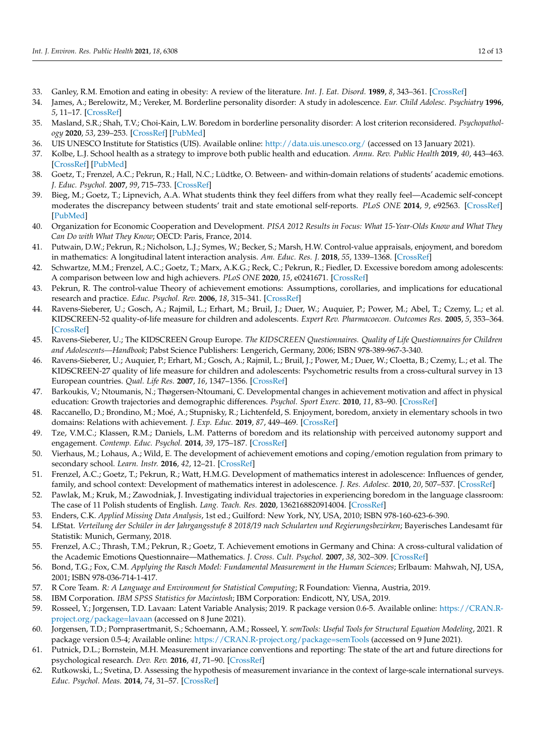33. Ganley, R.M. Emotion and eating in obesity: A review of the literature. *Int. J. Eat. Disord.* **1989**, *8*, 343–361. [CrossRef]
34. James, A.; Berelowitz, M.; Vereker, M. Borderline personality disorder: A study in adolescence. *Eur. Child Adolesc. Psychiatry* **1996**, *5*, 11–17. [CrossRef]
35. Masland, S.R.; Shah, T.V.; Choi-Kain, L.W. Boredom in borderline personality disorder: A lost criterion reconsidered. *Psychopathology* **2020**, *53*, 239–253. [CrossRef] [PubMed]
36. UIS UNESCO Institute for Statistics (UIS). Available online: http://data.uis.unesco.org/ (accessed on 13 January 2021).
37. Kolbe, L.J. School health as a strategy to improve both public health and education. *Annu. Rev. Public Health* **2019**, *40*, 443–463. [CrossRef] [PubMed]
38. Goetz, T.; Frenzel, A.C.; Pekrun, R.; Hall, N.C.; Lüdtke, O. Between- and within-domain relations of students' academic emotions. *J. Educ. Psychol.* **2007**, *99*, 715–733. [CrossRef]
39. Bieg, M.; Goetz, T.; Lipnevich, A.A. What students think they feel differs from what they really feel—Academic self-concept moderates the discrepancy between students' trait and state emotional self-reports. *PLoS ONE* **2014**, *9*, e92563. [CrossRef] [PubMed]
40. Organization for Economic Cooperation and Development. *PISA 2012 Results in Focus: What 15-Year-Olds Know and What They Can Do with What They Know*; OECD: Paris, France, 2014.
41. Putwain, D.W.; Pekrun, R.; Nicholson, L.J.; Symes, W.; Becker, S.; Marsh, H.W. Control-value appraisals, enjoyment, and boredom in mathematics: A longitudinal latent interaction analysis. *Am. Educ. Res. J.* **2018**, *55*, 1339–1368. [CrossRef]
42. Schwartze, M.M.; Frenzel, A.C.; Goetz, T.; Marx, A.K.G.; Reck, C.; Pekrun, R.; Fiedler, D. Excessive boredom among adolescents: A comparison between low and high achievers. *PLoS ONE* **2020**, *15*, e0241671. [CrossRef]
43. Pekrun, R. The control-value Theory of achievement emotions: Assumptions, corollaries, and implications for educational research and practice. *Educ. Psychol. Rev.* **2006**, *18*, 315–341. [CrossRef]
44. Ravens-Sieberer, U.; Gosch, A.; Rajmil, L.; Erhart, M.; Bruil, J.; Duer, W.; Auquier, P.; Power, M.; Abel, T.; Czemy, L.; et al. KIDSCREEN-52 quality-of-life measure for children and adolescents. *Expert Rev. Pharmacoecon. Outcomes Res.* **2005**, *5*, 353–364. [CrossRef]
45. Ravens-Sieberer, U.; The KIDSCREEN Group Europe. *The KIDSCREEN Questionnaires. Quality of Life Questionnaires for Children and Adolescents—Handbook*; Pabst Science Publishers: Lengerich, Germany, 2006; ISBN 978-389-967-3-340.
46. Ravens-Sieberer, U.; Auquier, P.; Erhart, M.; Gosch, A.; Rajmil, L.; Bruil, J.; Power, M.; Duer, W.; Cloetta, B.; Czemy, L.; et al. The KIDSCREEN-27 quality of life measure for children and adolescents: Psychometric results from a cross-cultural survey in 13 European countries. *Qual. Life Res.* **2007**, *16*, 1347–1356. [CrossRef]
47. Barkoukis, V.; Ntoumanis, N.; Thøgersen-Ntoumani, C. Developmental changes in achievement motivation and affect in physical education: Growth trajectories and demographic differences. *Psychol. Sport Exerc.* **2010**, *11*, 83–90. [CrossRef]
48. Raccanello, D.; Brondino, M.; Moé, A.; Stupnisky, R.; Lichtenfeld, S. Enjoyment, boredom, anxiety in elementary schools in two domains: Relations with achievement. *J. Exp. Educ.* **2019**, *87*, 449–469. [CrossRef]
49. Tze, V.M.C.; Klassen, R.M.; Daniels, L.M. Patterns of boredom and its relationship with perceived autonomy support and engagement. *Contemp. Educ. Psychol.* **2014**, *39*, 175–187. [CrossRef]
50. Vierhaus, M.; Lohaus, A.; Wild, E. The development of achievement emotions and coping/emotion regulation from primary to secondary school. *Learn. Instr.* **2016**, *42*, 12–21. [CrossRef]
51. Frenzel, A.C.; Goetz, T.; Pekrun, R.; Watt, H.M.G. Development of mathematics interest in adolescence: Influences of gender, family, and school context: Development of mathematics interest in adolescence. *J. Res. Adolesc.* **2010**, *20*, 507–537. [CrossRef]
52. Pawlak, M.; Kruk, M.; Zawodniak, J. Investigating individual trajectories in experiencing boredom in the language classroom: The case of 11 Polish students of English. *Lang. Teach. Res.* **2020**, 1362168820914004. [CrossRef]
53. Enders, C.K. *Applied Missing Data Analysis*, 1st ed.; Guilford: New York, NY, USA, 2010; ISBN 978-160-623-6-390.
54. LfStat. *Verteilung der Schüler in der Jahrgangsstufe 8 2018/19 nach Schularten und Regierungsbezirken*; Bayerisches Landesamt für Statistik: Munich, Germany, 2018.
55. Frenzel, A.C.; Thrash, T.M.; Pekrun, R.; Goetz, T. Achievement emotions in Germany and China: A cross-cultural validation of the Academic Emotions Questionnaire—Mathematics. *J. Cross. Cult. Psychol.* **2007**, *38*, 302–309. [CrossRef]
56. Bond, T.G.; Fox, C.M. *Applying the Rasch Model: Fundamental Measurement in the Human Sciences*; Erlbaum: Mahwah, NJ, USA, 2001; ISBN 978-036-714-1-417.
57. R Core Team. *R: A Language and Environment for Statistical Computing*; R Foundation: Vienna, Austria, 2019.
58. IBM Corporation. *IBM SPSS Statistics for Macintosh*; IBM Corporation: Endicott, NY, USA, 2019.
59. Rosseel, Y.; Jorgensen, T.D. Lavaan: Latent Variable Analysis; 2019. R package version 0.6-5. Available online: https://CRAN.R-project.org/package=lavaan (accessed on 8 June 2021).
60. Jorgensen, T.D.; Pornprasertmanit, S.; Schoemann, A.M.; Rosseel, Y. *semTools: Useful Tools for Structural Equation Modeling*, 2021. R package version 0.5-4; Available online: https://CRAN.R-project.org/package=semTools (accessed on 9 June 2021).
61. Putnick, D.L.; Bornstein, M.H. Measurement invariance conventions and reporting: The state of the art and future directions for psychological research. *Dev. Rev.* **2016**, *41*, 71–90. [CrossRef]
62. Rutkowski, L.; Svetina, D. Assessing the hypothesis of measurement invariance in the context of large-scale international surveys. *Educ. Psychol. Meas.* **2014**, *74*, 31–57. [CrossRef]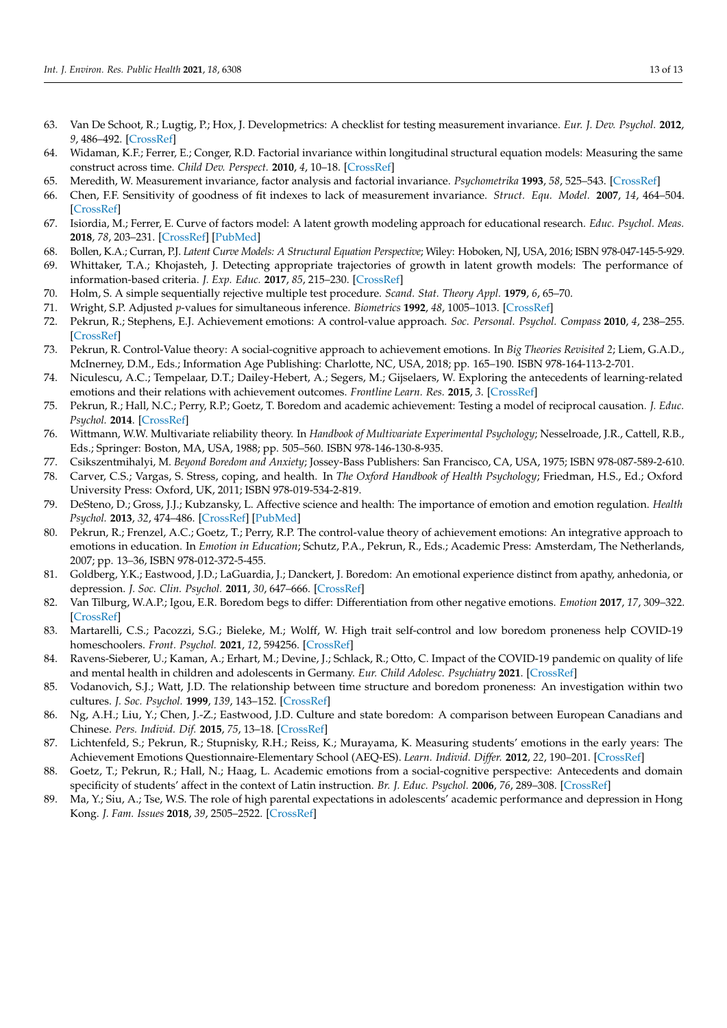63. Van De Schoot, R.; Lugtig, P.; Hox, J. Developmetrics: A checklist for testing measurement invariance. *Eur. J. Dev. Psychol.* **2012**, *9*, 486–492. [CrossRef]
64. Widaman, K.F.; Ferrer, E.; Conger, R.D. Factorial invariance within longitudinal structural equation models: Measuring the same construct across time. *Child Dev. Perspect.* **2010**, *4*, 10–18. [CrossRef]
65. Meredith, W. Measurement invariance, factor analysis and factorial invariance. *Psychometrika* **1993**, *58*, 525–543. [CrossRef]
66. Chen, F.F. Sensitivity of goodness of fit indexes to lack of measurement invariance. *Struct. Equ. Model.* **2007**, *14*, 464–504. [CrossRef]
67. Isiordia, M.; Ferrer, E. Curve of factors model: A latent growth modeling approach for educational research. *Educ. Psychol. Meas.* **2018**, *78*, 203–231. [CrossRef] [PubMed]
68. Bollen, K.A.; Curran, P.J. *Latent Curve Models: A Structural Equation Perspective*; Wiley: Hoboken, NJ, USA, 2016; ISBN 978-047-145-5-929.
69. Whittaker, T.A.; Khojasteh, J. Detecting appropriate trajectories of growth in latent growth models: The performance of information-based criteria. *J. Exp. Educ.* **2017**, *85*, 215–230. [CrossRef]
70. Holm, S. A simple sequentially rejective multiple test procedure. *Scand. Stat. Theory Appl.* **1979**, *6*, 65–70.
71. Wright, S.P. Adjusted *p*-values for simultaneous inference. *Biometrics* **1992**, *48*, 1005–1013. [CrossRef]
72. Pekrun, R.; Stephens, E.J. Achievement emotions: A control-value approach. *Soc. Personal. Psychol. Compass* **2010**, *4*, 238–255. [CrossRef]
73. Pekrun, R. Control-Value theory: A social-cognitive approach to achievement emotions. In *Big Theories Revisited 2*; Liem, G.A.D., McInerney, D.M., Eds.; Information Age Publishing: Charlotte, NC, USA, 2018; pp. 165–190. ISBN 978-164-113-2-701.
74. Niculescu, A.C.; Tempelaar, D.T.; Dailey-Hebert, A.; Segers, M.; Gijselaers, W. Exploring the antecedents of learning-related emotions and their relations with achievement outcomes. *Frontline Learn. Res.* **2015**, *3*. [CrossRef]
75. Pekrun, R.; Hall, N.C.; Perry, R.P.; Goetz, T. Boredom and academic achievement: Testing a model of reciprocal causation. *J. Educ. Psychol.* **2014**. [CrossRef]
76. Wittmann, W.W. Multivariate reliability theory. In *Handbook of Multivariate Experimental Psychology*; Nesselroade, J.R., Cattell, R.B., Eds.; Springer: Boston, MA, USA, 1988; pp. 505–560. ISBN 978-146-130-8-935.
77. Csikszentmihalyi, M. *Beyond Boredom and Anxiety*; Jossey-Bass Publishers: San Francisco, CA, USA, 1975; ISBN 978-087-589-2-610.
78. Carver, C.S.; Vargas, S. Stress, coping, and health. In *The Oxford Handbook of Health Psychology*; Friedman, H.S., Ed.; Oxford University Press: Oxford, UK, 2011; ISBN 978-019-534-2-819.
79. DeSteno, D.; Gross, J.J.; Kubzansky, L. Affective science and health: The importance of emotion and emotion regulation. *Health Psychol.* **2013**, *32*, 474–486. [CrossRef] [PubMed]
80. Pekrun, R.; Frenzel, A.C.; Goetz, T.; Perry, R.P. The control-value theory of achievement emotions: An integrative approach to emotions in education. In *Emotion in Education*; Schutz, P.A., Pekrun, R., Eds.; Academic Press: Amsterdam, The Netherlands, 2007; pp. 13–36, ISBN 978-012-372-5-455.
81. Goldberg, Y.K.; Eastwood, J.D.; LaGuardia, J.; Danckert, J. Boredom: An emotional experience distinct from apathy, anhedonia, or depression. *J. Soc. Clin. Psychol.* **2011**, *30*, 647–666. [CrossRef]
82. Van Tilburg, W.A.P.; Igou, E.R. Boredom begs to differ: Differentiation from other negative emotions. *Emotion* **2017**, *17*, 309–322. [CrossRef]
83. Martarelli, C.S.; Pacozzi, S.G.; Bieleke, M.; Wolff, W. High trait self-control and low boredom proneness help COVID-19 homeschoolers. *Front. Psychol.* **2021**, *12*, 594256. [CrossRef]
84. Ravens-Sieberer, U.; Kaman, A.; Erhart, M.; Devine, J.; Schlack, R.; Otto, C. Impact of the COVID-19 pandemic on quality of life and mental health in children and adolescents in Germany. *Eur. Child Adolesc. Psychiatry* **2021**. [CrossRef]
85. Vodanovich, S.J.; Watt, J.D. The relationship between time structure and boredom proneness: An investigation within two cultures. *J. Soc. Psychol.* **1999**, *139*, 143–152. [CrossRef]
86. Ng, A.H.; Liu, Y.; Chen, J.-Z.; Eastwood, J.D. Culture and state boredom: A comparison between European Canadians and Chinese. *Pers. Individ. Dif.* **2015**, *75*, 13–18. [CrossRef]
87. Lichtenfeld, S.; Pekrun, R.; Stupnisky, R.H.; Reiss, K.; Murayama, K. Measuring students' emotions in the early years: The Achievement Emotions Questionnaire-Elementary School (AEQ-ES). *Learn. Individ. Differ.* **2012**, *22*, 190–201. [CrossRef]
88. Goetz, T.; Pekrun, R.; Hall, N.; Haag, L. Academic emotions from a social-cognitive perspective: Antecedents and domain specificity of students' affect in the context of Latin instruction. *Br. J. Educ. Psychol.* **2006**, *76*, 289–308. [CrossRef]
89. Ma, Y.; Siu, A.; Tse, W.S. The role of high parental expectations in adolescents' academic performance and depression in Hong Kong. *J. Fam. Issues* **2018**, *39*, 2505–2522. [CrossRef]